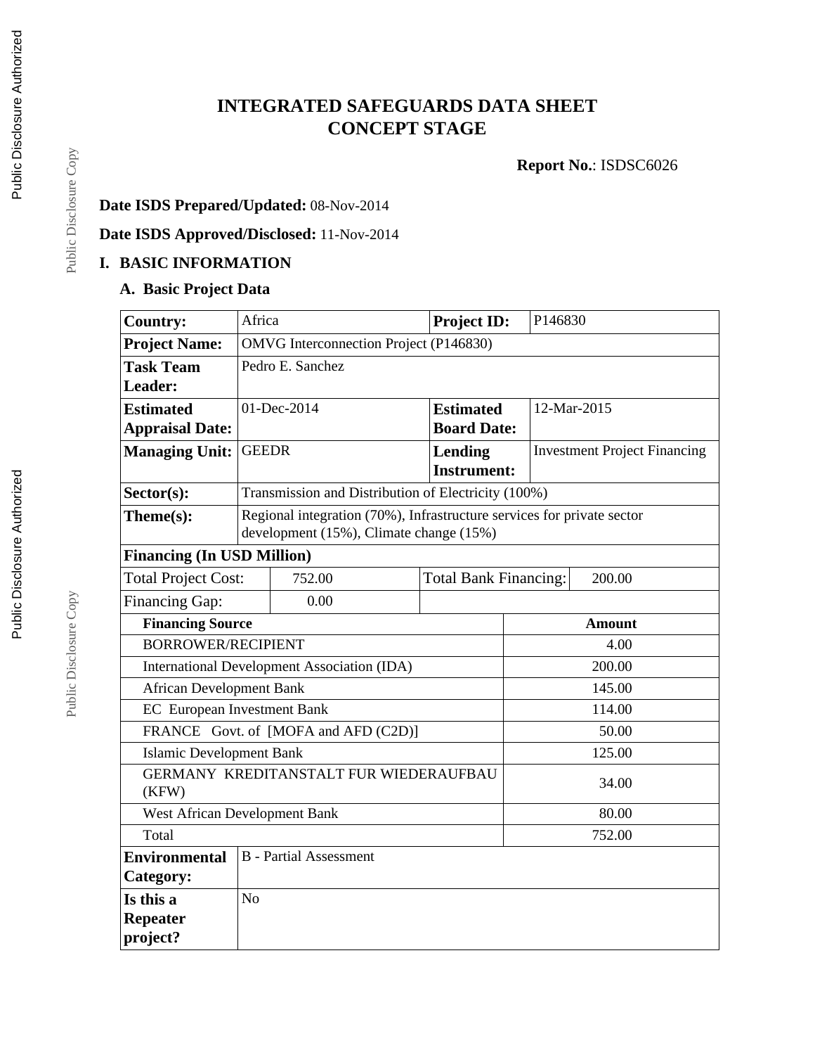# INTEGRATED SAFEGUARDS DATA SHEET
# CONCEPT STAGE

**Report No.**: ISDSC6026

**Date ISDS Prepared/Updated:** 08-Nov-2014

**Date ISDS Approved/Disclosed:** 11-Nov-2014

## I. BASIC INFORMATION

### A. Basic Project Data

| **Country:** | Africa | **Project ID:** | P146830 |
|---|---|---|---|
| **Project Name:** | OMVG Interconnection Project (P146830) | | |
| **Task Team Leader:** | Pedro E. Sanchez | | |
| **Estimated Appraisal Date:** | 01-Dec-2014 | **Estimated Board Date:** | 12-Mar-2015 |
| **Managing Unit:** | GEEDR | **Lending Instrument:** | Investment Project Financing |
| **Sector(s):** | Transmission and Distribution of Electricity (100%) | | |
| **Theme(s):** | Regional integration (70%), Infrastructure services for private sector development (15%), Climate change (15%) | | |

**Financing (In USD Million)**

| Total Project Cost: | 752.00 | Total Bank Financing: | 200.00 |
|---|---|---|---|
| Financing Gap: | 0.00 | | |

| **Financing Source** | **Amount** |
|---|---|
| BORROWER/RECIPIENT | 4.00 |
| International Development Association (IDA) | 200.00 |
| African Development Bank | 145.00 |
| EC European Investment Bank | 114.00 |
| FRANCE Govt. of [MOFA and AFD (C2D)] | 50.00 |
| Islamic Development Bank | 125.00 |
| GERMANY KREDITANSTALT FUR WIEDERAUFBAU (KFW) | 34.00 |
| West African Development Bank | 80.00 |
| Total | 752.00 |

| **Environmental Category:** | B - Partial Assessment |
|---|---|
| **Is this a Repeater project?** | No |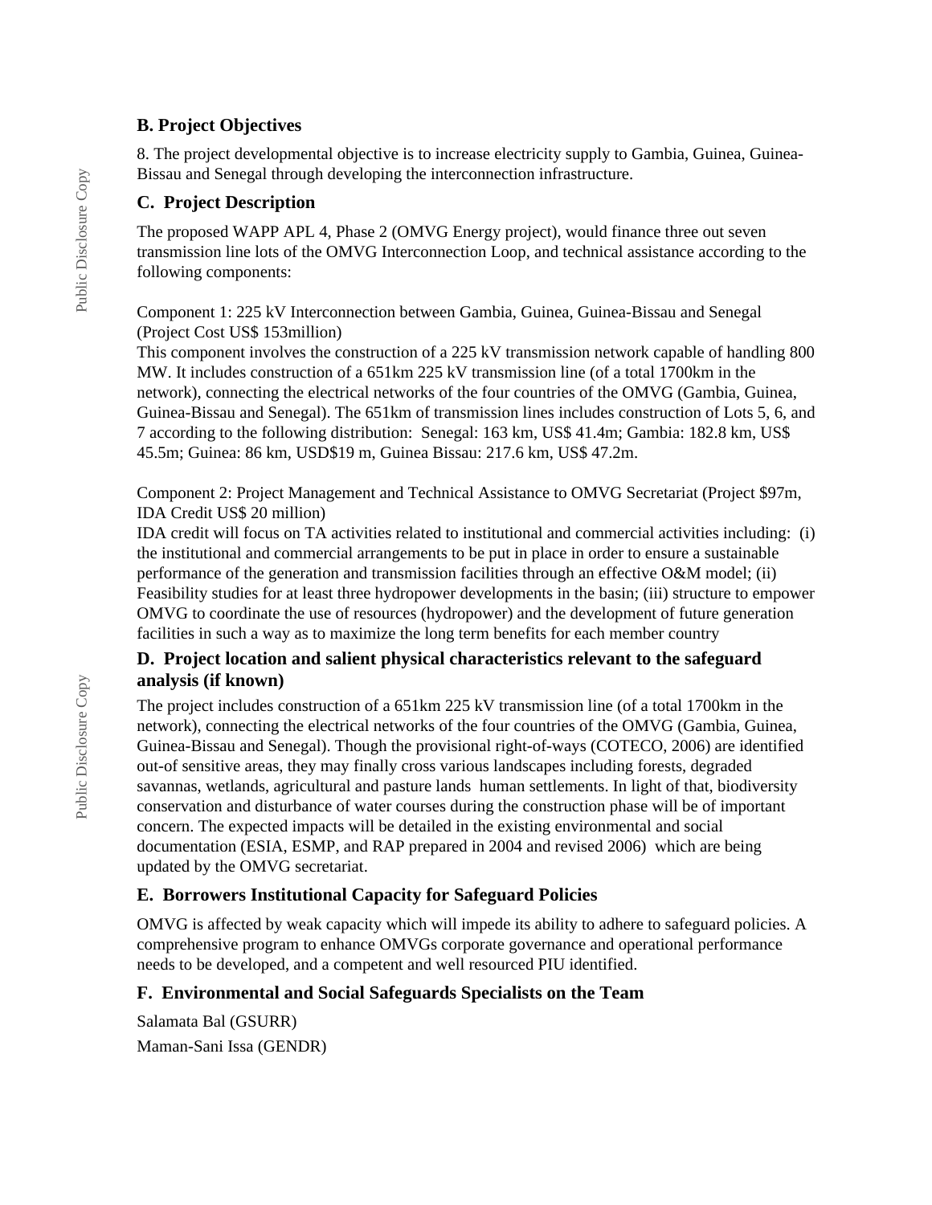## B. Project Objectives

8. The project developmental objective is to increase electricity supply to Gambia, Guinea, Guinea-Bissau and Senegal through developing the interconnection infrastructure.

## C. Project Description

The proposed WAPP APL 4, Phase 2 (OMVG Energy project), would finance three out seven transmission line lots of the OMVG Interconnection Loop, and technical assistance according to the following components:

Component 1: 225 kV Interconnection between Gambia, Guinea, Guinea-Bissau and Senegal (Project Cost US$ 153million)
This component involves the construction of a 225 kV transmission network capable of handling 800 MW. It includes construction of a 651km 225 kV transmission line (of a total 1700km in the network), connecting the electrical networks of the four countries of the OMVG (Gambia, Guinea, Guinea-Bissau and Senegal). The 651km of transmission lines includes construction of Lots 5, 6, and 7 according to the following distribution: Senegal: 163 km, US$ 41.4m; Gambia: 182.8 km, US$ 45.5m; Guinea: 86 km, USD$19 m, Guinea Bissau: 217.6 km, US$ 47.2m.

Component 2: Project Management and Technical Assistance to OMVG Secretariat (Project $97m, IDA Credit US$ 20 million)
IDA credit will focus on TA activities related to institutional and commercial activities including: (i) the institutional and commercial arrangements to be put in place in order to ensure a sustainable performance of the generation and transmission facilities through an effective O&M model; (ii) Feasibility studies for at least three hydropower developments in the basin; (iii) structure to empower OMVG to coordinate the use of resources (hydropower) and the development of future generation facilities in such a way as to maximize the long term benefits for each member country

## D. Project location and salient physical characteristics relevant to the safeguard analysis (if known)

The project includes construction of a 651km 225 kV transmission line (of a total 1700km in the network), connecting the electrical networks of the four countries of the OMVG (Gambia, Guinea, Guinea-Bissau and Senegal). Though the provisional right-of-ways (COTECO, 2006) are identified out-of sensitive areas, they may finally cross various landscapes including forests, degraded savannas, wetlands, agricultural and pasture lands human settlements. In light of that, biodiversity conservation and disturbance of water courses during the construction phase will be of important concern. The expected impacts will be detailed in the existing environmental and social documentation (ESIA, ESMP, and RAP prepared in 2004 and revised 2006) which are being updated by the OMVG secretariat.

## E. Borrowers Institutional Capacity for Safeguard Policies

OMVG is affected by weak capacity which will impede its ability to adhere to safeguard policies. A comprehensive program to enhance OMVGs corporate governance and operational performance needs to be developed, and a competent and well resourced PIU identified.

## F. Environmental and Social Safeguards Specialists on the Team

Salamata Bal (GSURR)

Maman-Sani Issa (GENDR)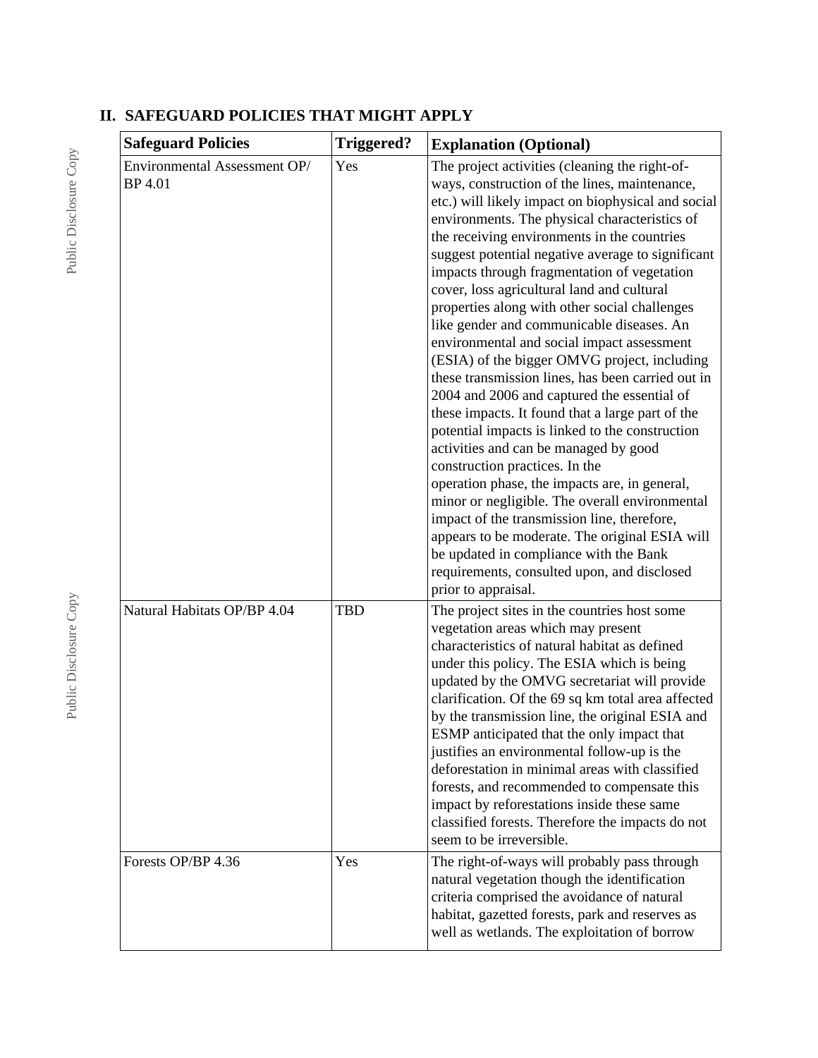## II. SAFEGUARD POLICIES THAT MIGHT APPLY

| Safeguard Policies | Triggered? | Explanation (Optional) |
|---|---|---|
| Environmental Assessment OP/ BP 4.01 | Yes | The project activities (cleaning the right-of-ways, construction of the lines, maintenance, etc.) will likely impact on biophysical and social environments. The physical characteristics of the receiving environments in the countries suggest potential negative average to significant impacts through fragmentation of vegetation cover, loss agricultural land and cultural properties along with other social challenges like gender and communicable diseases. An environmental and social impact assessment (ESIA) of the bigger OMVG project, including these transmission lines, has been carried out in 2004 and 2006 and captured the essential of these impacts. It found that a large part of the potential impacts is linked to the construction activities and can be managed by good construction practices. In the operation phase, the impacts are, in general, minor or negligible. The overall environmental impact of the transmission line, therefore, appears to be moderate. The original ESIA will be updated in compliance with the Bank requirements, consulted upon, and disclosed prior to appraisal. |
| Natural Habitats OP/BP 4.04 | TBD | The project sites in the countries host some vegetation areas which may present characteristics of natural habitat as defined under this policy. The ESIA which is being updated by the OMVG secretariat will provide clarification. Of the 69 sq km total area affected by the transmission line, the original ESIA and ESMP anticipated that the only impact that justifies an environmental follow-up is the deforestation in minimal areas with classified forests, and recommended to compensate this impact by reforestations inside these same classified forests. Therefore the impacts do not seem to be irreversible. |
| Forests OP/BP 4.36 | Yes | The right-of-ways will probably pass through natural vegetation though the identification criteria comprised the avoidance of natural habitat, gazetted forests, park and reserves as well as wetlands. The exploitation of borrow |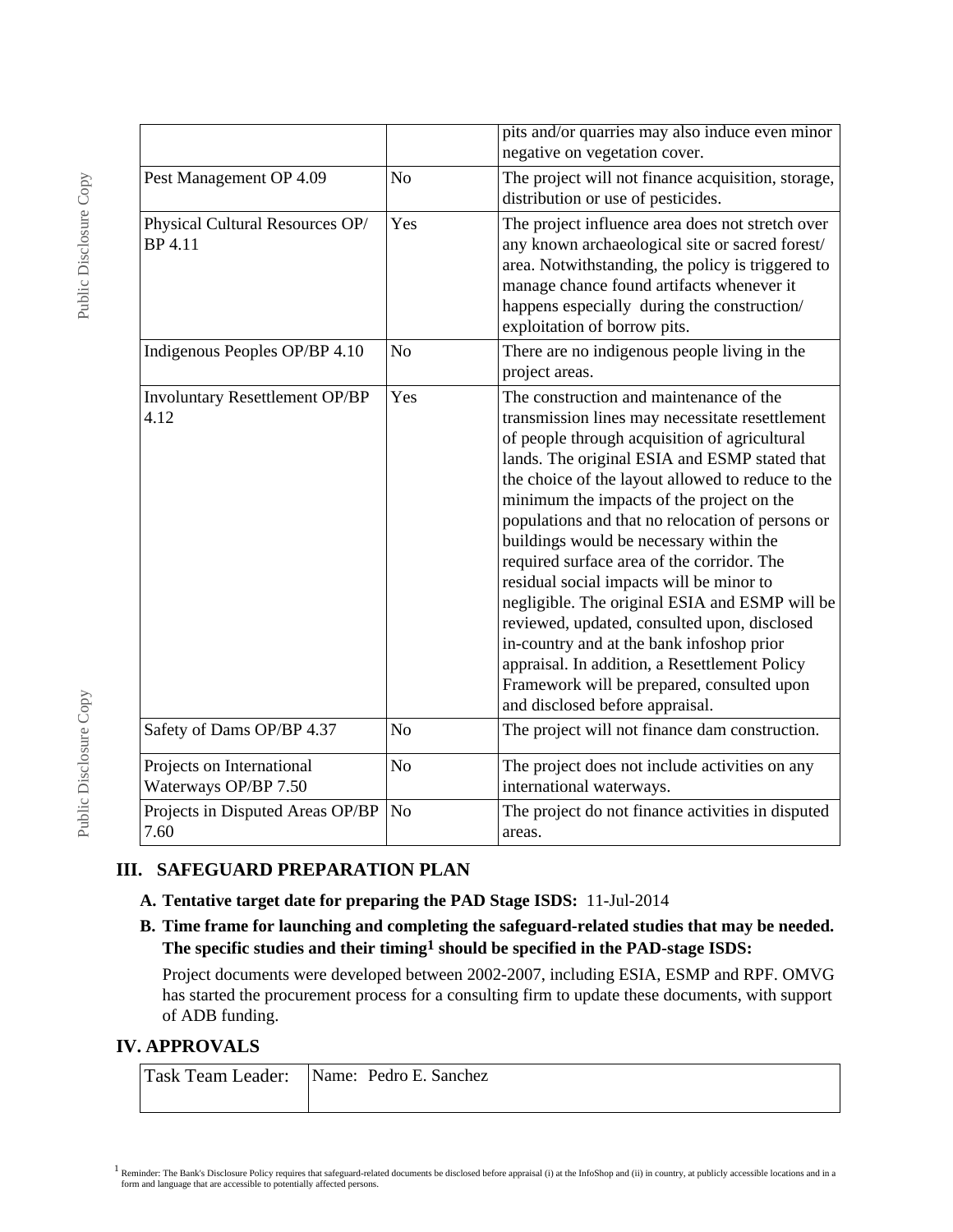| | | |
|---|---|---|
| | | pits and/or quarries may also induce even minor negative on vegetation cover. |
| Pest Management OP 4.09 | No | The project will not finance acquisition, storage, distribution or use of pesticides. |
| Physical Cultural Resources OP/ BP 4.11 | Yes | The project influence area does not stretch over any known archaeological site or sacred forest/ area. Notwithstanding, the policy is triggered to manage chance found artifacts whenever it happens especially during the construction/ exploitation of borrow pits. |
| Indigenous Peoples OP/BP 4.10 | No | There are no indigenous people living in the project areas. |
| Involuntary Resettlement OP/BP 4.12 | Yes | The construction and maintenance of the transmission lines may necessitate resettlement of people through acquisition of agricultural lands. The original ESIA and ESMP stated that the choice of the layout allowed to reduce to the minimum the impacts of the project on the populations and that no relocation of persons or buildings would be necessary within the required surface area of the corridor. The residual social impacts will be minor to negligible. The original ESIA and ESMP will be reviewed, updated, consulted upon, disclosed in-country and at the bank infoshop prior appraisal. In addition, a Resettlement Policy Framework will be prepared, consulted upon and disclosed before appraisal. |
| Safety of Dams OP/BP 4.37 | No | The project will not finance dam construction. |
| Projects on International Waterways OP/BP 7.50 | No | The project does not include activities on any international waterways. |
| Projects in Disputed Areas OP/BP 7.60 | No | The project do not finance activities in disputed areas. |

## III. SAFEGUARD PREPARATION PLAN

**A. Tentative target date for preparing the PAD Stage ISDS:** 11-Jul-2014

**B. Time frame for launching and completing the safeguard-related studies that may be needed. The specific studies and their timing[1] should be specified in the PAD-stage ISDS:**

Project documents were developed between 2002-2007, including ESIA, ESMP and RPF. OMVG has started the procurement process for a consulting firm to update these documents, with support of ADB funding.

## IV. APPROVALS

| Task Team Leader: | Name: Pedro E. Sanchez |
|---|---|

[1] Reminder: The Bank's Disclosure Policy requires that safeguard-related documents be disclosed before appraisal (i) at the InfoShop and (ii) in country, at publicly accessible locations and in a form and language that are accessible to potentially affected persons.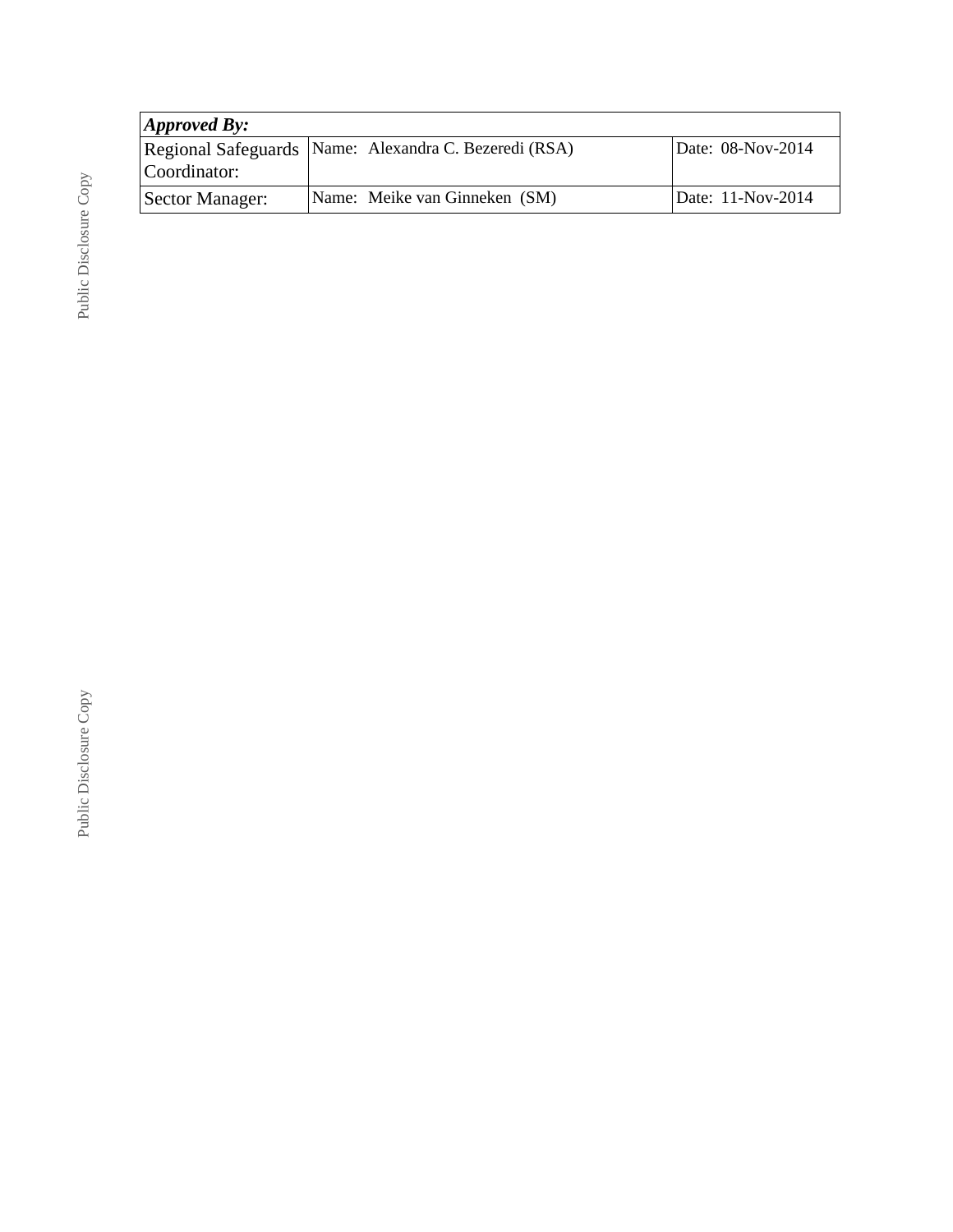| ***Approved By:*** | | |
|---|---|---|
| Regional Safeguards Coordinator: | Name: Alexandra C. Bezeredi (RSA) | Date: 08-Nov-2014 |
| Sector Manager: | Name: Meike van Ginneken (SM) | Date: 11-Nov-2014 |